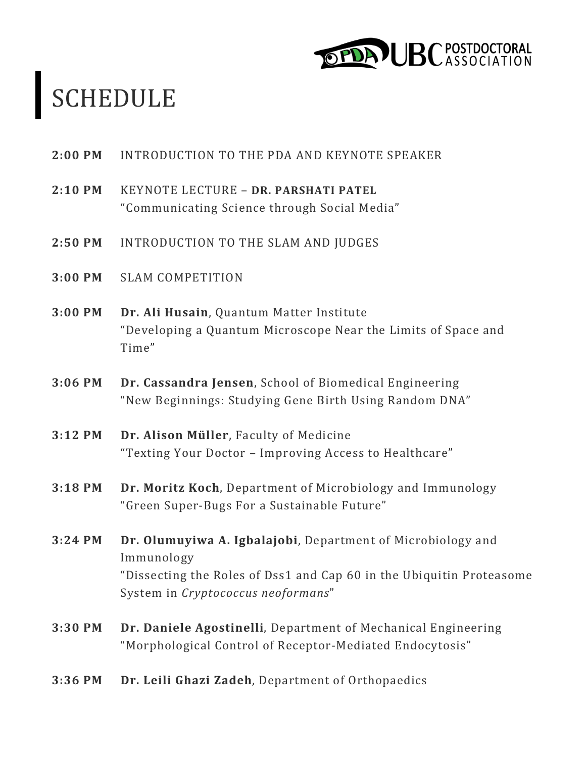# SCHEDULE

**2:00 PM** INTRODUCTION TO THE PDA AND KEYNOTE SPEAKER

**2:10 PM** KEYNOTE LECTURE – **DR. PARSHATI PATEL**
"Communicating Science through Social Media"

**2:50 PM** INTRODUCTION TO THE SLAM AND JUDGES

**3:00 PM** SLAM COMPETITION

**3:00 PM** **Dr. Ali Husain**, Quantum Matter Institute
"Developing a Quantum Microscope Near the Limits of Space and Time"

**3:06 PM** **Dr. Cassandra Jensen**, School of Biomedical Engineering
"New Beginnings: Studying Gene Birth Using Random DNA"

**3:12 PM** **Dr. Alison Müller**, Faculty of Medicine
"Texting Your Doctor – Improving Access to Healthcare"

**3:18 PM** **Dr. Moritz Koch**, Department of Microbiology and Immunology
"Green Super-Bugs For a Sustainable Future"

**3:24 PM** **Dr. Olumuyiwa A. Igbalajobi**, Department of Microbiology and Immunology
"Dissecting the Roles of Dss1 and Cap 60 in the Ubiquitin Proteasome System in *Cryptococcus neoformans*"

**3:30 PM** **Dr. Daniele Agostinelli**, Department of Mechanical Engineering
"Morphological Control of Receptor-Mediated Endocytosis"

**3:36 PM** **Dr. Leili Ghazi Zadeh**, Department of Orthopaedics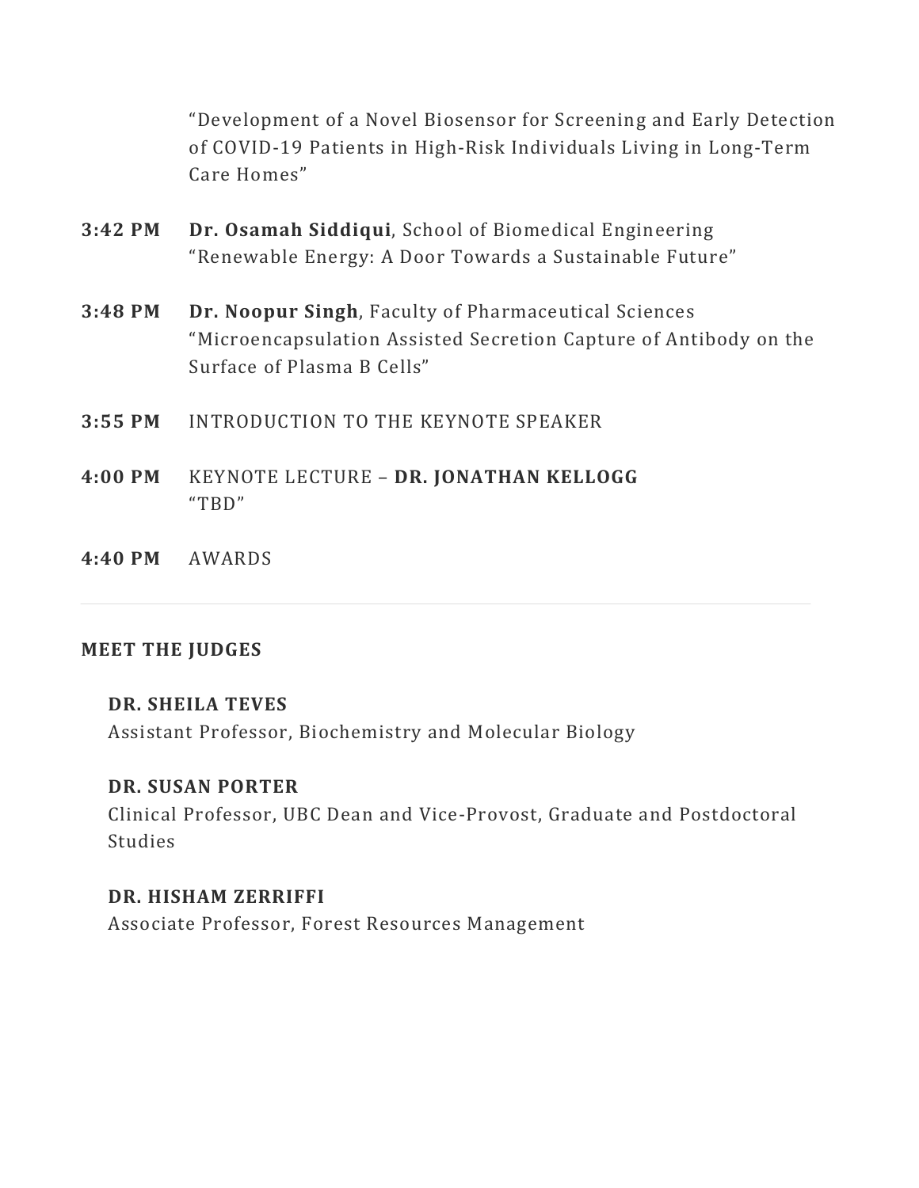"Development of a Novel Biosensor for Screening and Early Detection of COVID-19 Patients in High-Risk Individuals Living in Long-Term Care Homes"

**3:42 PM** **Dr. Osamah Siddiqui**, School of Biomedical Engineering
"Renewable Energy: A Door Towards a Sustainable Future"

**3:48 PM** **Dr. Noopur Singh**, Faculty of Pharmaceutical Sciences
"Microencapsulation Assisted Secretion Capture of Antibody on the Surface of Plasma B Cells"

**3:55 PM** INTRODUCTION TO THE KEYNOTE SPEAKER

**4:00 PM** KEYNOTE LECTURE – **DR. JONATHAN KELLOGG**
"TBD"

**4:40 PM** AWARDS

---

**MEET THE JUDGES**

**DR. SHEILA TEVES**
Assistant Professor, Biochemistry and Molecular Biology

**DR. SUSAN PORTER**
Clinical Professor, UBC Dean and Vice-Provost, Graduate and Postdoctoral Studies

**DR. HISHAM ZERRIFFI**
Associate Professor, Forest Resources Management